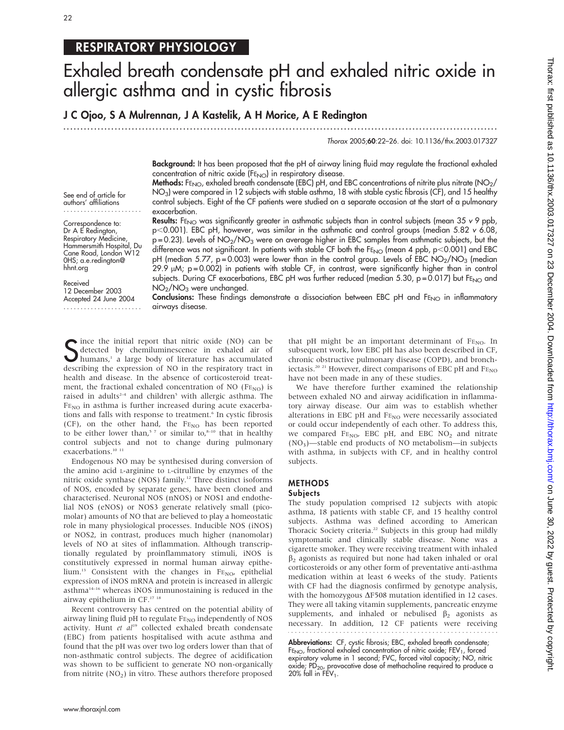## RESPIRATORY PHYSIOLOGY

# Exhaled breath condensate pH and exhaled nitric oxide in allergic asthma and in cystic fibrosis

**J C Ojoo, S A Mulrennan, J A Kastelik, A H Morice, A E Redington**

*Thorax* 2005;**60**:22–26. doi: 10.1136/thx.2003.017327

See end of article for authors' affiliations

Correspondence to: Dr A E Redington, Respiratory Medicine, Hammersmith Hospital, Du Cane Road, London W12 0HS; a.e.redington@hhnt.org

Received 12 December 2003
Accepted 24 June 2004

**Background:** It has been proposed that the pH of airway lining fluid may regulate the fractional exhaled concentration of nitric oxide ($FE_{NO}$) in respiratory disease.

**Methods:** $FE_{NO}$, exhaled breath condensate (EBC) pH, and EBC concentrations of nitrite plus nitrate ($NO_2$/$NO_3$) were compared in 12 subjects with stable asthma, 18 with stable cystic fibrosis (CF), and 15 healthy control subjects. Eight of the CF patients were studied on a separate occasion at the start of a pulmonary exacerbation.

**Results:** $FE_{NO}$ was significantly greater in asthmatic subjects than in control subjects (mean 35 *v* 9 ppb, $p<0.001$). EBC pH, however, was similar in the asthmatic and control groups (median 5.82 *v* 6.08, $p=0.23$). Levels of $NO_2$/$NO_3$ were on average higher in EBC samples from asthmatic subjects, but the difference was not significant. In patients with stable CF both the $FE_{NO}$ (mean 4 ppb, $p<0.001$) and EBC pH (median 5.77, $p=0.003$) were lower than in the control group. Levels of EBC $NO_2$/$NO_3$ (median 29.9 μM; $p=0.002$) in patients with stable CF, in contrast, were significantly higher than in control subjects. During CF exacerbations, EBC pH was further reduced (median 5.30, $p=0.017$) but $FE_{NO}$ and $NO_2$/$NO_3$ were unchanged.

**Conclusions:** These findings demonstrate a dissociation between EBC pH and $FE_{NO}$ in inflammatory airways disease.

Since the initial report that nitric oxide (NO) can be detected by chemiluminescence in exhaled air of humans,[1] a large body of literature has accumulated describing the expression of NO in the respiratory tract in health and disease. In the absence of corticosteroid treatment, the fractional exhaled concentration of NO ($FE_{NO}$) is raised in adults[2–4] and children[5] with allergic asthma. The $FE_{NO}$ in asthma is further increased during acute exacerbations and falls with response to treatment.[6] In cystic fibrosis (CF), on the other hand, the $FE_{NO}$ has been reported to be either lower than,[5 7] or similar to,[8–10] that in healthy control subjects and not to change during pulmonary exacerbations.[10 11]

Endogenous NO may be synthesised during conversion of the amino acid L-arginine to L-citrulline by enzymes of the nitric oxide synthase (NOS) family.[12] Three distinct isoforms of NOS, encoded by separate genes, have been cloned and characterised. Neuronal NOS (nNOS) or NOS1 and endothelial NOS (eNOS) or NOS3 generate relatively small (picomolar) amounts of NO that are believed to play a homeostatic role in many physiological processes. Inducible NOS (iNOS) or NOS2, in contrast, produces much higher (nanomolar) levels of NO at sites of inflammation. Although transcriptionally regulated by proinflammatory stimuli, iNOS is constitutively expressed in normal human airway epithelium.[13] Consistent with the changes in $FE_{NO}$, epithelial expression of iNOS mRNA and protein is increased in allergic asthma[14–16] whereas iNOS immunostaining is reduced in the airway epithelium in CF.[17 18]

Recent controversy has centred on the potential ability of airway lining fluid pH to regulate $FE_{NO}$ independently of NOS activity. Hunt *et al*[19] collected exhaled breath condensate (EBC) from patients hospitalised with acute asthma and found that the pH was over two log orders lower than that of non-asthmatic control subjects. The degree of acidification was shown to be sufficient to generate NO non-organically from nitrite ($NO_2$) in vitro. These authors therefore proposed that pH might be an important determinant of $FE_{NO}$. In subsequent work, low EBC pH has also been described in CF, chronic obstructive pulmonary disease (COPD), and bronchiectasis.[20 21] However, direct comparisons of EBC pH and $FE_{NO}$ have not been made in any of these studies.

We have therefore further examined the relationship between exhaled NO and airway acidification in inflammatory airway disease. Our aim was to establish whether alterations in EBC pH and $FE_{NO}$ were necessarily associated or could occur independently of each other. To address this, we compared $FE_{NO}$, EBC pH, and EBC $NO_2$ and nitrate ($NO_3$)—stable end products of NO metabolism—in subjects with asthma, in subjects with CF, and in healthy control subjects.

## METHODS

### Subjects

The study population comprised 12 subjects with atopic asthma, 18 patients with stable CF, and 15 healthy control subjects. Asthma was defined according to American Thoracic Society criteria.[22] Subjects in this group had mildly symptomatic and clinically stable disease. None was a cigarette smoker. They were receiving treatment with inhaled $\beta_2$ agonists as required but none had taken inhaled or oral corticosteroids or any other form of preventative anti-asthma medication within at least 6 weeks of the study. Patients with CF had the diagnosis confirmed by genotype analysis, with the homozygous ΔF508 mutation identified in 12 cases. They were all taking vitamin supplements, pancreatic enzyme supplements, and inhaled or nebulised $\beta_2$ agonists as necessary. In addition, 12 CF patients were receiving

**Abbreviations:** CF, cystic fibrosis; EBC, exhaled breath condensate; $FE_{NO}$, fractional exhaled concentration of nitric oxide; $FEV_1$, forced expiratory volume in 1 second; FVC, forced vital capacity; NO, nitric oxide; $PD_{20}$, provocative dose of methacholine required to produce a 20% fall in $FEV_1$.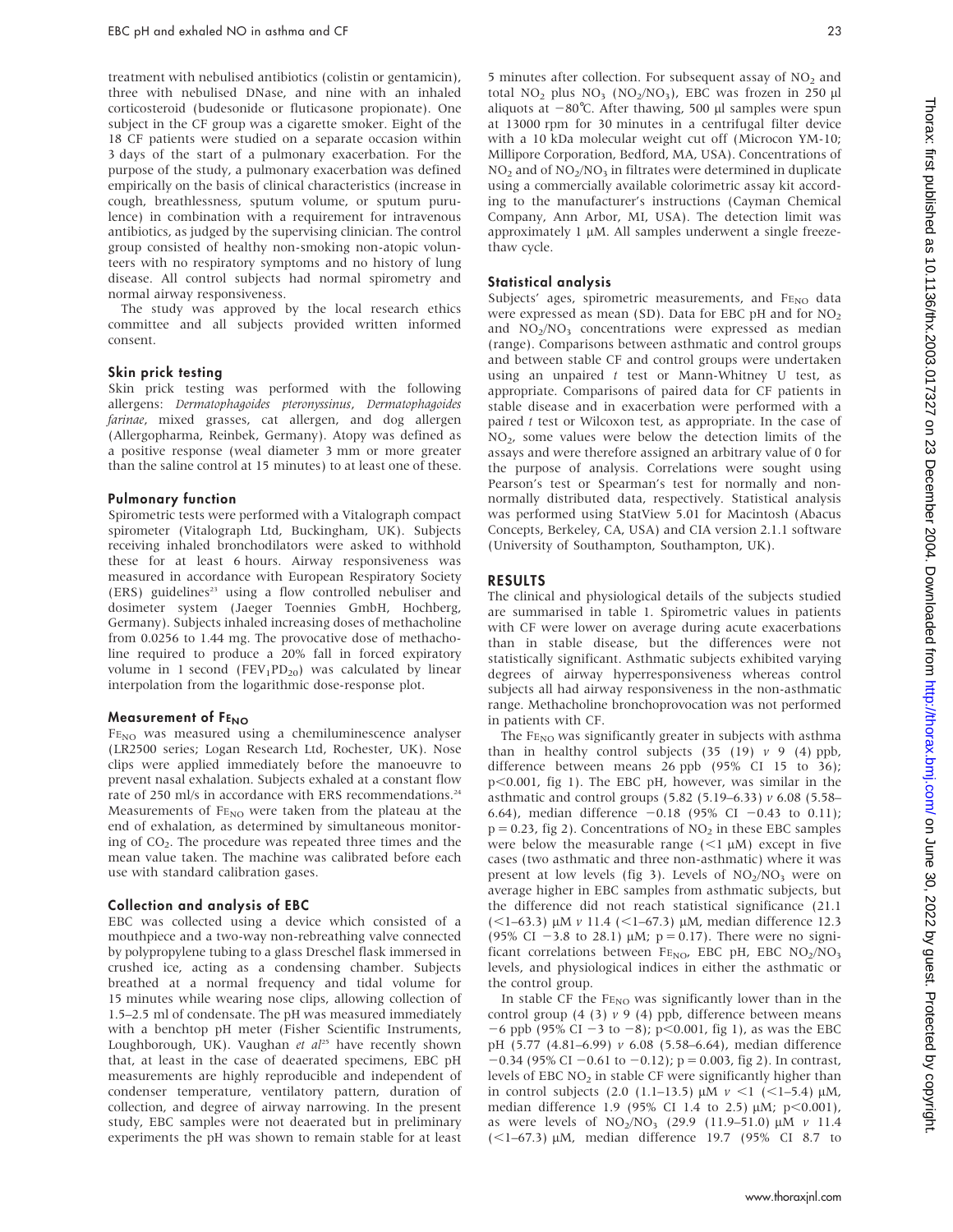treatment with nebulised antibiotics (colistin or gentamicin), three with nebulised DNase, and nine with an inhaled corticosteroid (budesonide or fluticasone propionate). One subject in the CF group was a cigarette smoker. Eight of the 18 CF patients were studied on a separate occasion within 3 days of the start of a pulmonary exacerbation. For the purpose of the study, a pulmonary exacerbation was defined empirically on the basis of clinical characteristics (increase in cough, breathlessness, sputum volume, or sputum purulence) in combination with a requirement for intravenous antibiotics, as judged by the supervising clinician. The control group consisted of healthy non-smoking non-atopic volunteers with no respiratory symptoms and no history of lung disease. All control subjects had normal spirometry and normal airway responsiveness.

The study was approved by the local research ethics committee and all subjects provided written informed consent.

### Skin prick testing

Skin prick testing was performed with the following allergens: *Dermatophagoides pteronyssinus*, *Dermatophagoides farinae*, mixed grasses, cat allergen, and dog allergen (Allergopharma, Reinbek, Germany). Atopy was defined as a positive response (weal diameter 3 mm or more greater than the saline control at 15 minutes) to at least one of these.

### Pulmonary function

Spirometric tests were performed with a Vitalograph compact spirometer (Vitalograph Ltd, Buckingham, UK). Subjects receiving inhaled bronchodilators were asked to withhold these for at least 6 hours. Airway responsiveness was measured in accordance with European Respiratory Society (ERS) guidelines[23] using a flow controlled nebuliser and dosimeter system (Jaeger Toennies GmbH, Hochberg, Germany). Subjects inhaled increasing doses of methacholine from 0.0256 to 1.44 mg. The provocative dose of methacholine required to produce a 20% fall in forced expiratory volume in 1 second ($FEV_1PD_{20}$) was calculated by linear interpolation from the logarithmic dose-response plot.

### Measurement of $FE_{NO}$

$FE_{NO}$ was measured using a chemiluminescence analyser (LR2500 series; Logan Research Ltd, Rochester, UK). Nose clips were applied immediately before the manoeuvre to prevent nasal exhalation. Subjects exhaled at a constant flow rate of 250 ml/s in accordance with ERS recommendations.[24] Measurements of $FE_{NO}$ were taken from the plateau at the end of exhalation, as determined by simultaneous monitoring of $CO_2$. The procedure was repeated three times and the mean value taken. The machine was calibrated before each use with standard calibration gases.

### Collection and analysis of EBC

EBC was collected using a device which consisted of a mouthpiece and a two-way non-rebreathing valve connected by polypropylene tubing to a glass Dreschel flask immersed in crushed ice, acting as a condensing chamber. Subjects breathed at a normal frequency and tidal volume for 15 minutes while wearing nose clips, allowing collection of 1.5–2.5 ml of condensate. The pH was measured immediately with a benchtop pH meter (Fisher Scientific Instruments, Loughborough, UK). Vaughan *et al*[25] have recently shown that, at least in the case of deaerated specimens, EBC pH measurements are highly reproducible and independent of condenser temperature, ventilatory pattern, duration of collection, and degree of airway narrowing. In the present study, EBC samples were not deaerated but in preliminary experiments the pH was shown to remain stable for at least 5 minutes after collection. For subsequent assay of $NO_2$ and total $NO_2$ plus $NO_3$ ($NO_2/NO_3$), EBC was frozen in 250 µl aliquots at −80°C. After thawing, 500 µl samples were spun at 13000 rpm for 30 minutes in a centrifugal filter device with a 10 kDa molecular weight cut off (Microcon YM-10; Millipore Corporation, Bedford, MA, USA). Concentrations of $NO_2$ and of $NO_2/NO_3$ in filtrates were determined in duplicate using a commercially available colorimetric assay kit according to the manufacturer's instructions (Cayman Chemical Company, Ann Arbor, MI, USA). The detection limit was approximately 1 µM. All samples underwent a single freeze-thaw cycle.

### Statistical analysis

Subjects' ages, spirometric measurements, and $FE_{NO}$ data were expressed as mean (SD). Data for EBC pH and for $NO_2$ and $NO_2/NO_3$ concentrations were expressed as median (range). Comparisons between asthmatic and control groups and between stable CF and control groups were undertaken using an unpaired *t* test or Mann-Whitney U test, as appropriate. Comparisons of paired data for CF patients in stable disease and in exacerbation were performed with a paired *t* test or Wilcoxon test, as appropriate. In the case of $NO_2$, some values were below the detection limits of the assays and were therefore assigned an arbitrary value of 0 for the purpose of analysis. Correlations were sought using Pearson's test or Spearman's test for normally and non-normally distributed data, respectively. Statistical analysis was performed using StatView 5.01 for Macintosh (Abacus Concepts, Berkeley, CA, USA) and CIA version 2.1.1 software (University of Southampton, Southampton, UK).

## RESULTS

The clinical and physiological details of the subjects studied are summarised in table 1. Spirometric values in patients with CF were lower on average during acute exacerbations than in stable disease, but the differences were not statistically significant. Asthmatic subjects exhibited varying degrees of airway hyperresponsiveness whereas control subjects all had airway responsiveness in the non-asthmatic range. Methacholine bronchoprovocation was not performed in patients with CF.

The $FE_{NO}$ was significantly greater in subjects with asthma than in healthy control subjects (35 (19) *v* 9 (4) ppb, difference between means 26 ppb (95% CI 15 to 36); $p<0.001$, fig 1). The EBC pH, however, was similar in the asthmatic and control groups (5.82 (5.19–6.33) *v* 6.08 (5.58–6.64), median difference −0.18 (95% CI −0.43 to 0.11); $p = 0.23$, fig 2). Concentrations of $NO_2$ in these EBC samples were below the measurable range (<1 µM) except in five cases (two asthmatic and three non-asthmatic) where it was present at low levels (fig 3). Levels of $NO_2/NO_3$ were on average higher in EBC samples from asthmatic subjects, but the difference did not reach statistical significance (21.1 (<1–63.3) µM *v* 11.4 (<1–67.3) µM, median difference 12.3 (95% CI −3.8 to 28.1) µM; $p = 0.17$). There were no significant correlations between $FE_{NO}$, EBC pH, EBC $NO_2/NO_3$ levels, and physiological indices in either the asthmatic or the control group.

In stable CF the $FE_{NO}$ was significantly lower than in the control group (4 (3) *v* 9 (4) ppb, difference between means −6 ppb (95% CI −3 to −8); $p<0.001$, fig 1), as was the EBC pH (5.77 (4.81–6.99) *v* 6.08 (5.58–6.64), median difference −0.34 (95% CI −0.61 to −0.12); $p = 0.003$, fig 2). In contrast, levels of EBC $NO_2$ in stable CF were significantly higher than in control subjects (2.0 (1.1–13.5) µM *v* <1 (<1–5.4) µM, median difference 1.9 (95% CI 1.4 to 2.5) µM; $p<0.001$), as were levels of $NO_2/NO_3$ (29.9 (11.9–51.0) µM *v* 11.4 (<1–67.3) µM, median difference 19.7 (95% CI 8.7 to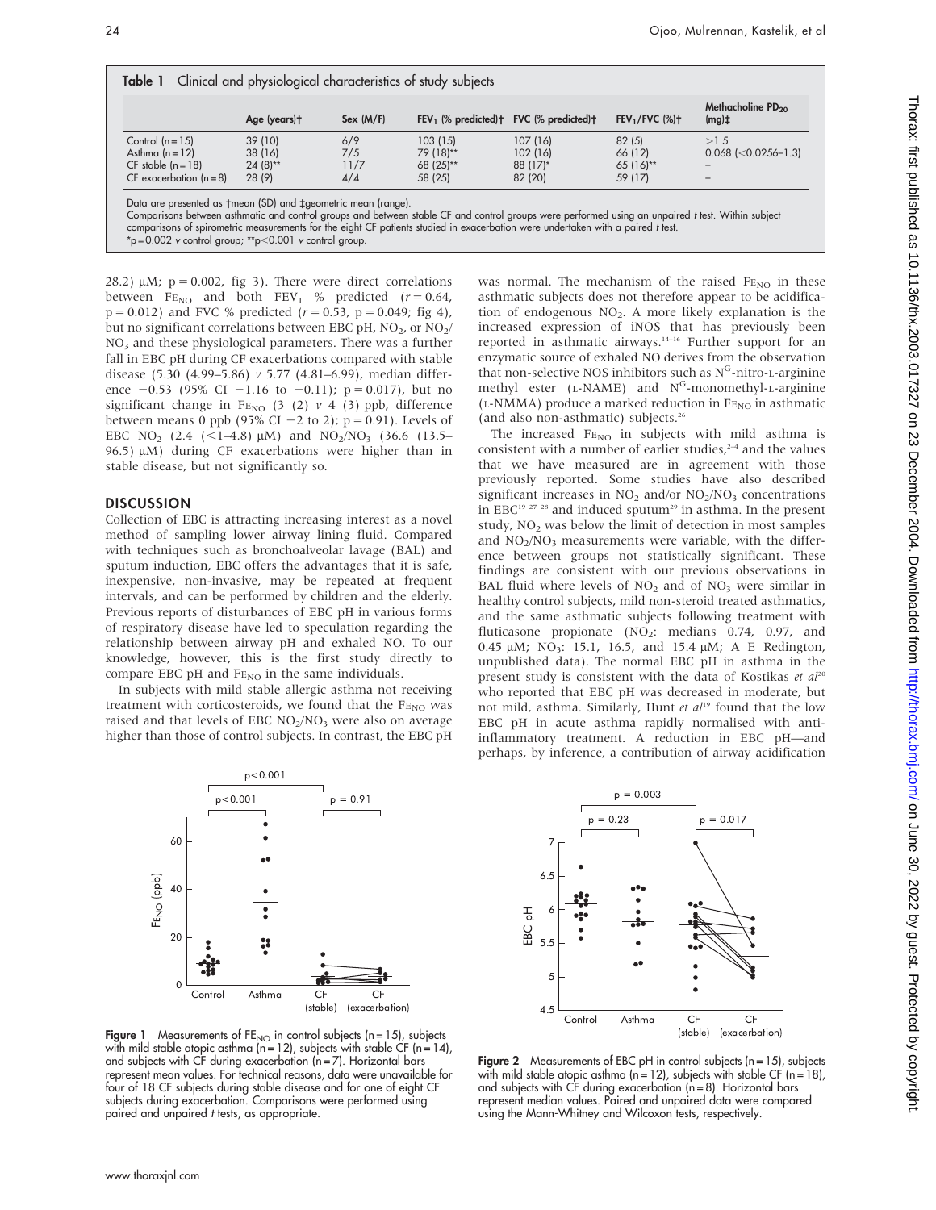**Table 1** Clinical and physiological characteristics of study subjects

| | Age (years)† | Sex (M/F) | $FEV_1$ (% predicted)† | FVC (% predicted)† | $FEV_1$/FVC (%)† | Methacholine $PD_{20}$ (mg)‡ |
|---|---|---|---|---|---|---|
| Control (n = 15) | 39 (10) | 6/9 | 103 (15) | 107 (16) | 82 (5) | >1.5 |
| Asthma (n = 12) | 38 (16) | 7/5 | 79 (18)** | 102 (16) | 66 (12) | 0.068 (<0.0256–1.3) |
| CF stable (n = 18) | 24 (8)** | 11/7 | 68 (25)** | 88 (17)* | 65 (16)** | – |
| CF exacerbation (n = 8) | 28 (9) | 4/4 | 58 (25) | 82 (20) | 59 (17) | – |

Data are presented as †mean (SD) and ‡geometric mean (range).
Comparisons between asthmatic and control groups and between stable CF and control groups were performed using an unpaired *t* test. Within subject comparisons of spirometric measurements for the eight CF patients studied in exacerbation were undertaken with a paired *t* test.
*p = 0.002 *v* control group; **p<0.001 *v* control group.

28.2) μM; p = 0.002, fig 3). There were direct correlations between $FE_{NO}$ and both $FEV_1$ % predicted (*r* = 0.64, p = 0.012) and FVC % predicted (*r* = 0.53, p = 0.049; fig 4), but no significant correlations between EBC pH, $NO_2$, or $NO_2/NO_3$ and these physiological parameters. There was a further fall in EBC pH during CF exacerbations compared with stable disease (5.30 (4.99–5.86) *v* 5.77 (4.81–6.99), median difference −0.53 (95% CI −1.16 to −0.11); p = 0.017), but no significant change in $FE_{NO}$ (3 (2) *v* 4 (3) ppb, difference between means 0 ppb (95% CI −2 to 2); p = 0.91). Levels of EBC $NO_2$ (2.4 (<1–4.8) μM) and $NO_2/NO_3$ (36.6 (13.5–96.5) μM) during CF exacerbations were higher than in stable disease, but not significantly so.

## DISCUSSION

Collection of EBC is attracting increasing interest as a novel method of sampling lower airway lining fluid. Compared with techniques such as bronchoalveolar lavage (BAL) and sputum induction, EBC offers the advantages that it is safe, inexpensive, non-invasive, may be repeated at frequent intervals, and can be performed by children and the elderly. Previous reports of disturbances of EBC pH in various forms of respiratory disease have led to speculation regarding the relationship between airway pH and exhaled NO. To our knowledge, however, this is the first study directly to compare EBC pH and $FE_{NO}$ in the same individuals.

In subjects with mild stable allergic asthma not receiving treatment with corticosteroids, we found that the $FE_{NO}$ was raised and that levels of EBC $NO_2/NO_3$ were also on average higher than those of control subjects. In contrast, the EBC pH was normal. The mechanism of the raised $FE_{NO}$ in these asthmatic subjects does not therefore appear to be acidification of endogenous $NO_2$. A more likely explanation is the increased expression of iNOS that has previously been reported in asthmatic airways.[14–16] Further support for an enzymatic source of exhaled NO derives from the observation that non-selective NOS inhibitors such as $N^G$-nitro-L-arginine methyl ester (L-NAME) and $N^G$-monomethyl-L-arginine (L-NMMA) produce a marked reduction in $FE_{NO}$ in asthmatic (and also non-asthmatic) subjects.[26]

The increased $FE_{NO}$ in subjects with mild asthma is consistent with a number of earlier studies,[2–4] and the values that we have measured are in agreement with those previously reported. Some studies have also described significant increases in $NO_2$ and/or $NO_2/NO_3$ concentrations in EBC[19 27 28] and induced sputum[29] in asthma. In the present study, $NO_2$ was below the limit of detection in most samples and $NO_2/NO_3$ measurements were variable, with the difference between groups not statistically significant. These findings are consistent with our previous observations in BAL fluid where levels of $NO_2$ and of $NO_3$ were similar in healthy control subjects, mild non-steroid treated asthmatics, and the same asthmatic subjects following treatment with fluticasone propionate ($NO_2$: medians 0.74, 0.97, and 0.45 μM; $NO_3$: 15.1, 16.5, and 15.4 μM; A E Redington, unpublished data). The normal EBC pH in asthma in the present study is consistent with the data of Kostikas *et al*[20] who reported that EBC pH was decreased in moderate, but not mild, asthma. Similarly, Hunt *et al*[19] found that the low EBC pH in acute asthma rapidly normalised with anti-inflammatory treatment. A reduction in EBC pH—and perhaps, by inference, a contribution of airway acidification

**Figure 1** Measurements of $FE_{NO}$ in control subjects (n = 15), subjects with mild stable atopic asthma (n = 12), subjects with stable CF (n = 14), and subjects with CF during exacerbation (n = 7). Horizontal bars represent mean values. For technical reasons, data were unavailable for four of 18 CF subjects during stable disease and for one of eight CF subjects during exacerbation. Comparisons were performed using paired and unpaired *t* tests, as appropriate.

**Figure 2** Measurements of EBC pH in control subjects (n = 15), subjects with mild stable atopic asthma (n = 12), subjects with stable CF (n = 18), and subjects with CF during exacerbation (n = 8). Horizontal bars represent median values. Paired and unpaired data were compared using the Mann-Whitney and Wilcoxon tests, respectively.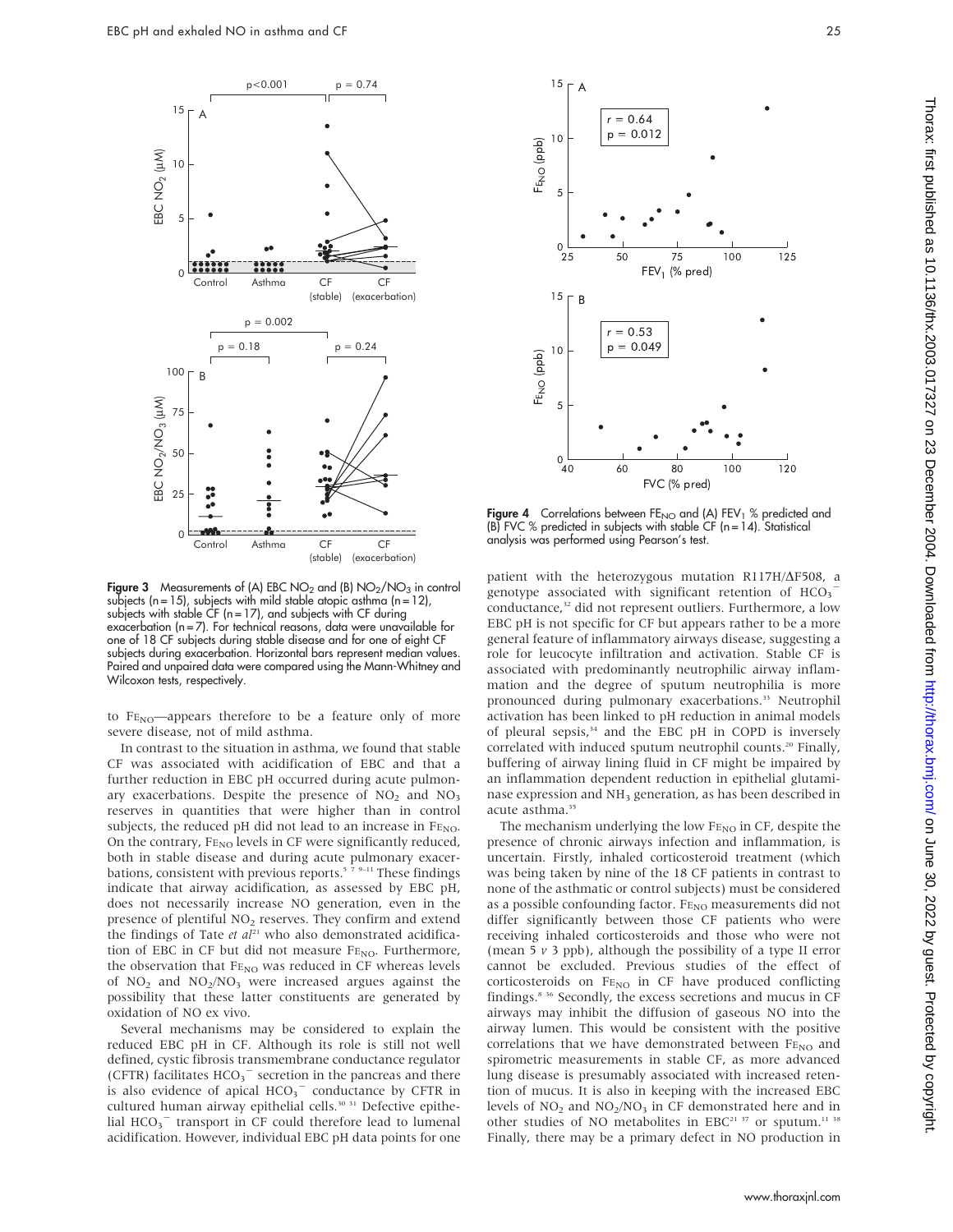**Figure 3** Measurements of (A) EBC $NO_2$ and (B) $NO_2/NO_3$ in control subjects (n = 15), subjects with mild stable atopic asthma (n = 12), subjects with stable CF (n = 17), and subjects with CF during exacerbation (n = 7). For technical reasons, data were unavailable for one of 18 CF subjects during stable disease and for one of eight CF subjects during exacerbation. Horizontal bars represent median values. Paired and unpaired data were compared using the Mann-Whitney and Wilcoxon tests, respectively.

**Figure 4** Correlations between $FE_{NO}$ and (A) $FEV_1$ % predicted and (B) FVC % predicted in subjects with stable CF (n = 14). Statistical analysis was performed using Pearson's test.

to $FE_{NO}$—appears therefore to be a feature only of more severe disease, not of mild asthma.

In contrast to the situation in asthma, we found that stable CF was associated with acidification of EBC and that a further reduction in EBC pH occurred during acute pulmonary exacerbations. Despite the presence of $NO_2$ and $NO_3$ reserves in quantities that were higher than in control subjects, the reduced pH did not lead to an increase in $FE_{NO}$. On the contrary, $FE_{NO}$ levels in CF were significantly reduced, both in stable disease and during acute pulmonary exacerbations, consistent with previous reports.[5 7 9–11] These findings indicate that airway acidification, as assessed by EBC pH, does not necessarily increase NO generation, even in the presence of plentiful $NO_2$ reserves. They confirm and extend the findings of Tate *et al*[21] who also demonstrated acidification of EBC in CF but did not measure $FE_{NO}$. Furthermore, the observation that $FE_{NO}$ was reduced in CF whereas levels of $NO_2$ and $NO_2/NO_3$ were increased argues against the possibility that these latter constituents are generated by oxidation of NO ex vivo.

Several mechanisms may be considered to explain the reduced EBC pH in CF. Although its role is still not well defined, cystic fibrosis transmembrane conductance regulator (CFTR) facilitates $HCO_3^-$ secretion in the pancreas and there is also evidence of apical $HCO_3^-$ conductance by CFTR in cultured human airway epithelial cells.[30 31] Defective epithelial $HCO_3^-$ transport in CF could therefore lead to lumenal acidification. However, individual EBC pH data points for one patient with the heterozygous mutation R117H/ΔF508, a genotype associated with significant retention of $HCO_3^-$ conductance,[32] did not represent outliers. Furthermore, a low EBC pH is not specific for CF but appears rather to be a more general feature of inflammatory airways disease, suggesting a role for leucocyte infiltration and activation. Stable CF is associated with predominantly neutrophilic airway inflammation and the degree of sputum neutrophilia is more pronounced during pulmonary exacerbations.[33] Neutrophil activation has been linked to pH reduction in animal models of pleural sepsis,[34] and the EBC pH in COPD is inversely correlated with induced sputum neutrophil counts.[20] Finally, buffering of airway lining fluid in CF might be impaired by an inflammation dependent reduction in epithelial glutaminase expression and $NH_3$ generation, as has been described in acute asthma.[35]

The mechanism underlying the low $FE_{NO}$ in CF, despite the presence of chronic airways infection and inflammation, is uncertain. Firstly, inhaled corticosteroid treatment (which was being taken by nine of the 18 CF patients in contrast to none of the asthmatic or control subjects) must be considered as a possible confounding factor. $FE_{NO}$ measurements did not differ significantly between those CF patients who were receiving inhaled corticosteroids and those who were not (mean 5 *v* 3 ppb), although the possibility of a type II error cannot be excluded. Previous studies of the effect of corticosteroids on $FE_{NO}$ in CF have produced conflicting findings.[8 36] Secondly, the excess secretions and mucus in CF airways may inhibit the diffusion of gaseous NO into the airway lumen. This would be consistent with the positive correlations that we have demonstrated between $FE_{NO}$ and spirometric measurements in stable CF, as more advanced lung disease is presumably associated with increased retention of mucus. It is also in keeping with the increased EBC levels of $NO_2$ and $NO_2/NO_3$ in CF demonstrated here and in other studies of NO metabolites in EBC[21 37] or sputum.[11 38] Finally, there may be a primary defect in NO production in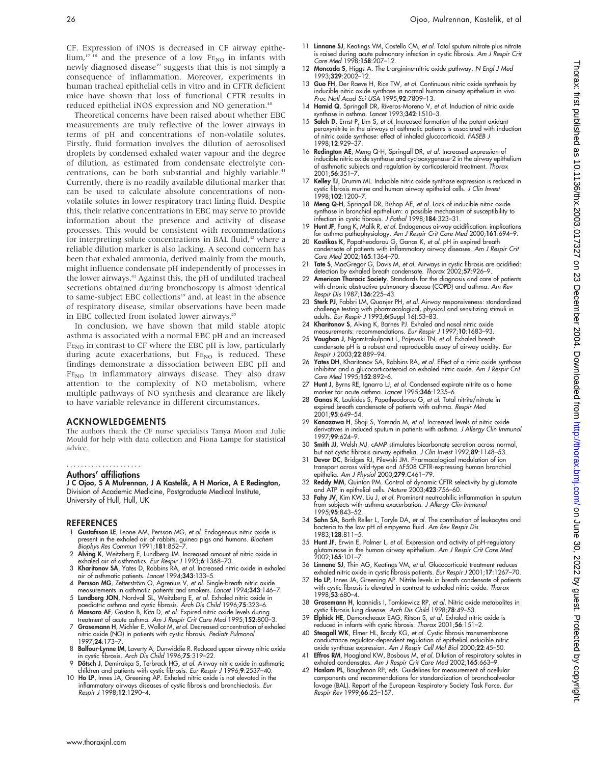CF. Expression of iNOS is decreased in CF airway epithelium,[17 18] and the presence of a low $Fe_{NO}$ in infants with newly diagnosed disease[39] suggests that this is not simply a consequence of inflammation. Moreover, experiments in human tracheal epithelial cells in vitro and in CFTR deficient mice have shown that loss of functional CFTR results in reduced epithelial iNOS expression and NO generation.[40]

Theoretical concerns have been raised about whether EBC measurements are truly reflective of the lower airways in terms of pH and concentrations of non-volatile solutes. Firstly, fluid formation involves the dilution of aerosolised droplets by condensed exhaled water vapour and the degree of dilution, as estimated from condensate electrolyte concentrations, can be both substantial and highly variable.[41] Currently, there is no readily available dilutional marker that can be used to calculate absolute concentrations of non-volatile solutes in lower respiratory tract lining fluid. Despite this, their relative concentrations in EBC may serve to provide information about the presence and activity of disease processes. This would be consistent with recommendations for interpreting solute concentrations in BAL fluid,[42] where a reliable dilution marker is also lacking. A second concern has been that exhaled ammonia, derived mainly from the mouth, might influence condensate pH independently of processes in the lower airways.[41] Against this, the pH of undiluted tracheal secretions obtained during bronchoscopy is almost identical to same-subject EBC collections[19] and, at least in the absence of respiratory disease, similar observations have been made in EBC collected from isolated lower airways.[25]

In conclusion, we have shown that mild stable atopic asthma is associated with a normal EBC pH and an increased $Fe_{NO}$ in contrast to CF where the EBC pH is low, particularly during acute exacerbations, but $Fe_{NO}$ is reduced. These findings demonstrate a dissociation between EBC pH and $Fe_{NO}$ in inflammatory airways disease. They also draw attention to the complexity of NO metabolism, where multiple pathways of NO synthesis and clearance are likely to have variable relevance in different circumstances.

## ACKNOWLEDGEMENTS

The authors thank the CF nurse specialists Tanya Moon and Julie Mould for help with data collection and Fiona Lampe for statistical advice.

### Authors' affiliations

**J C Ojoo, S A Mulrennan, J A Kastelik, A H Morice, A E Redington,** Division of Academic Medicine, Postgraduate Medical Institute, University of Hull, Hull, UK

## REFERENCES

1. **Gustafsson LE**, Leone AM, Persson MG, *et al*. Endogenous nitric oxide is present in the exhaled air of rabbits, guinea pigs and humans. *Biochem Biophys Res Commun* 1991;**181**:852–7.
2. **Alving K**, Weitzberg E, Lundberg JM. Increased amount of nitric oxide in exhaled air of asthmatics. *Eur Respir J* 1993;**6**:1368–70.
3. **Kharitonov SA**, Yates D, Robbins RA, *et al*. Increased nitric oxide in exhaled air of asthmatic patients. *Lancet* 1994;**343**:133–5.
4. **Persson MG**, Zetterström O, Agrenius V, *et al*. Single-breath nitric oxide measurements in asthmatic patients and smokers. *Lancet* 1994;**343**:146–7.
5. **Lundberg JON**, Nordvall SL, Weitzberg E, *et al*. Exhaled nitric oxide in paediatric asthma and cystic fibrosis. *Arch Dis Child* 1996;**75**:323–6.
6. **Massaro AF**, Gaston B, Kita D, *et al*. Expired nitric oxide levels during treatment of acute asthma. *Am J Respir Crit Care Med* 1995;**152**:800–3.
7. **Grasemann H**, Michler E, Wallot M, *et al*. Decreased concentration of exhaled nitric oxide (NO) in patients with cystic fibrosis. *Pediatr Pulmonol* 1997;**24**:173–7.
8. **Balfour-Lynne IM**, Laverty A, Dunwiddie R. Reduced upper airway nitric oxide in cystic fibrosis. *Arch Dis Child* 1996;**75**:319–22.
9. **Dötsch J**, Demirakça S, Terbrack HG, *et al*. Airway nitric oxide in asthmatic children and patients with cystic fibrosis. *Eur Respir J* 1996;**9**:2537–40.
10. **Ho LP**, Innes JA, Greening AP. Exhaled nitric oxide is not elevated in the inflammatory airways diseases of cystic fibrosis and bronchiectasis. *Eur Respir J* 1998;**12**:1290–4.
11. **Linnane SJ**, Keatings VM, Costello CM, *et al*. Total sputum nitrate plus nitrate is raised during acute pulmonary infection in cystic fibrosis. *Am J Respir Crit Care Med* 1998;**158**:207–12.
12. **Moncada S**, Higgs A. The L-arginine-nitric oxide pathway. *N Engl J Med* 1993;**329**:2002–12.
13. **Guo FH**, Der Raeve H, Rice TW, *et al*. Continuous nitric oxide synthesis by inducible nitric oxide synthase in normal human airway epithelium in vivo. *Proc Natl Acad Sci USA* 1995;**92**:7809–13.
14. **Hamid Q**, Springall DR, Riveros-Moreno V, *et al*. Induction of nitric oxide synthase in asthma. *Lancet* 1993;**342**:1510–3.
15. **Saleh D**, Ernst P, Lim S, *et al*. Increased formation of the potent oxidant peroxynitrite in the airways of asthmatic patients is associated with induction of nitric oxide synthase: effect of inhaled glucocorticoid. *FASEB J* 1998;**12**:929–37.
16. **Redington AE**, Meng Q-H, Springall DR, *et al*. Increased expression of inducible nitric oxide synthase and cyclooxygenase-2 in the airway epithelium of asthmatic subjects and regulation by corticosteroid treatment. *Thorax* 2001;**56**:351–7.
17. **Kelley TJ**, Drumm ML. Inducible nitric oxide synthase expression is reduced in cystic fibrosis murine and human airway epithelial cells. *J Clin Invest* 1998;**102**:1200–7.
18. **Meng Q-H**, Springall DR, Bishop AE, *et al*. Lack of inducible nitric oxide synthase in bronchial epithelium: a possible mechanism of susceptibility to infection in cystic fibrosis. *J Pathol* 1998;**184**:323–31.
19. **Hunt JF**, Fang K, Malik R, *et al*. Endogenous airway acidification: implications for asthma pathophysiology. *Am J Respir Crit Care Med* 2000;**161**:694–9.
20. **Kostikas K**, Papatheodorou G, Ganas K, *et al*. pH in expired breath condensate of patients with inflammatory airway diseases. *Am J Respir Crit Care Med* 2002;**165**:1364–70.
21. **Tate S**, MacGregor G, Davis M, *et al*. Airways in cystic fibrosis are acidified: detection by exhaled breath condensate. *Thorax* 2002;**57**:926–9.
22. **American Thoracic Society**. Standards for the diagnosis and care of patients with chronic obstructive pulmonary disease (COPD) and asthma. *Am Rev Respir Dis* 1987;**136**:225–43.
23. **Sterk PJ**, Fabbri LM, Quanjer PH, *et al*. Airway responsiveness: standardized challenge testing with pharmacological, physical and sensitizing stimuli in adults. *Eur Respir J* 1993;**6**(Suppl 16):53–83.
24. **Kharitonov S**, Alving K, Barnes PJ. Exhaled and nasal nitric oxide measurements: recommendations. *Eur Respir J* 1997;**10**:1683–93.
25. **Vaughan J**, Ngamtrakulpanit L, Pajewski TN, *et al*. Exhaled breath condensate pH is a robust and reproducible assay of airway acidity. *Eur Respir J* 2003;**22**:889–94.
26. **Yates DH**, Kharitonov SA, Robbins RA, *et al*. Effect of a nitric oxide synthase inhibitor and a glucocorticosteroid on exhaled nitric oxide. *Am J Respir Crit Care Med* 1995;**152**:892–6.
27. **Hunt J**, Byrns RE, Ignarro LJ, *et al*. Condensed expirate nitrite as a home marker for acute asthma. *Lancet* 1995;**346**:1235–6.
28. **Ganas K**, Loukides S, Papatheodorou G, *et al*. Total nitrite/nitrate in expired breath condensate of patients with asthma. *Respir Med* 2001;**95**:649–54.
29. **Kanazawa H**, Shoji S, Yamada M, *et al*. Increased levels of nitric oxide derivatives in induced sputum in patients with asthma. *J Allergy Clin Immunol* 1997;**99**:624–9.
30. **Smith JJ**, Welsh MJ. cAMP stimulates bicarbonate secretion across normal, but not cystic fibrosis airway epithelia. *J Clin Invest* 1992;**89**:1148–53.
31. **Devor DC**, Bridges RJ, Pilewski JM. Pharmacological modulation of ion transport across wild-type and ΔF508 CFTR-expressing human bronchial epithelia. *Am J Physiol* 2000;**279**:C461–79.
32. **Reddy MM**, Quinton PM. Control of dynamic CFTR selectivity by glutamate and ATP in epithelial cells. *Nature* 2003;**423**:756–60.
33. **Fahy JV**, Kim KW, Liu J, *et al*. Prominent neutrophilic inflammation in sputum from subjects with asthma exacerbation. *J Allergy Clin Immunol* 1995;**95**:843–52.
34. **Sahn SA**, Barth Reller L, Taryle DA, *et al*. The contribution of leukocytes and bacteria to the low pH of empyema fluid. *Am Rev Respir Dis* 1983;**128**:811–5.
35. **Hunt JF**, Erwin E, Palmer L, *et al*. Expression and activity of pH-regulatory glutaminase in the human airway epithelium. *Am J Respir Crit Care Med* 2002;**165**:101–7.
36. **Linnane SJ**, Thin AG, Keatings VM, *et al*. Glucocorticoid treatment reduces exhaled nitric oxide in cystic fibrosis patients. *Eur Respir J* 2001;**17**:1267–70.
37. **Ho LP**, Innes JA, Greening AP. Nitrite levels in breath condensate of patients with cystic fibrosis is elevated in contrast to exhaled nitric oxide. *Thorax* 1998;**53**:680–4.
38. **Grasemann H**, Ioannidis I, Tomkiewicz RP, *et al*. Nitric oxide metabolites in cystic fibrosis lung disease. *Arch Dis Child* 1998;**78**:49–53.
39. **Elphick HE**, Demoncheaux EAG, Ritson S, *et al*. Exhaled nitric oxide is reduced in infants with cystic fibrosis. *Thorax* 2001;**56**:151–2.
40. **Steagall WK**, Elmer HL, Brady KG, *et al*. Cystic fibrosis transmembrane conductance regulator-dependent regulation of epithelial inducible nitric oxide synthase expression. *Am J Respir Cell Mol Biol* 2000;**22**:45–50.
41. **Effros RM**, Hoagland KW, Bosbous M, *et al*. Dilution of respiratory solutes in exhaled condensates. *Am J Respir Crit Care Med* 2002;**165**:663–9.
42. **Haslam PL**, Baughman RP, eds. Guidelines for measurement of acellular components and recommendations for standardization of bronchoalveolar lavage (BAL). Report of the European Respiratory Society Task Force. *Eur Respir Rev* 1999;**66**:25–157.